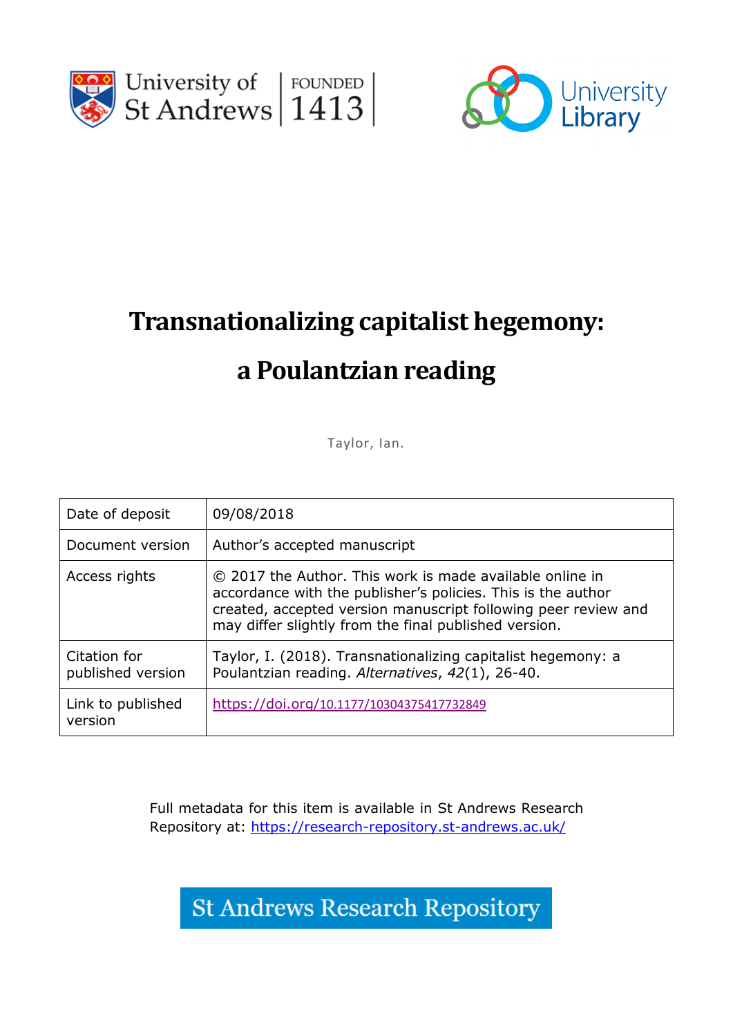University of St Andrews | FOUNDED 1413

University Library

# Transnationalizing capitalist hegemony: a Poulantzian reading

Taylor, Ian.

| Date of deposit | 09/08/2018 |
| --- | --- |
| Document version | Author's accepted manuscript |
| Access rights | © 2017 the Author. This work is made available online in accordance with the publisher's policies. This is the author created, accepted version manuscript following peer review and may differ slightly from the final published version. |
| Citation for published version | Taylor, I. (2018). Transnationalizing capitalist hegemony: a Poulantzian reading. *Alternatives*, *42*(1), 26-40. |
| Link to published version | https://doi.org/10.1177/10304375417732849 |

Full metadata for this item is available in St Andrews Research Repository at: https://research-repository.st-andrews.ac.uk/

St Andrews Research Repository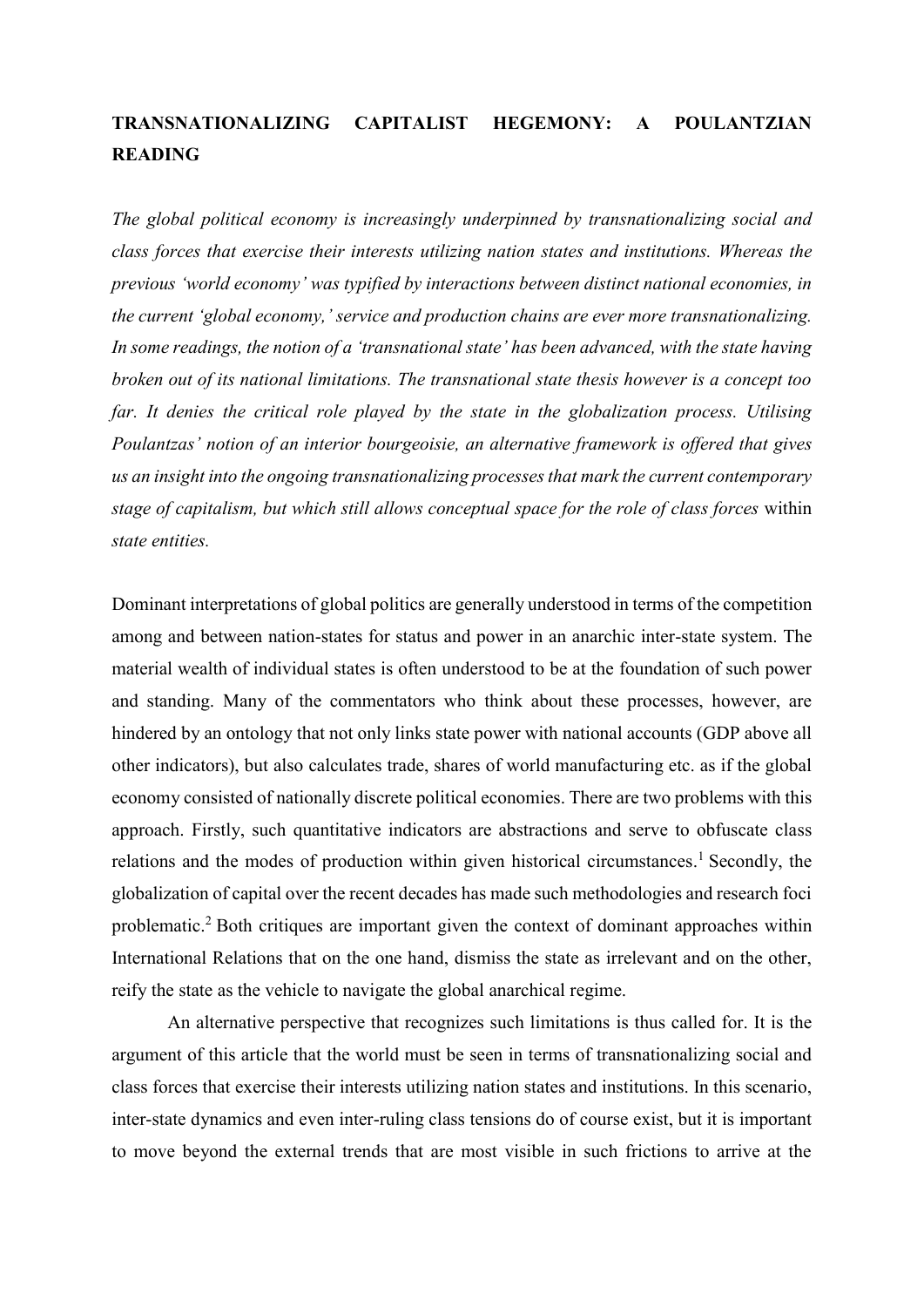**TRANSNATIONALIZING CAPITALIST HEGEMONY: A POULANTZIAN READING**

*The global political economy is increasingly underpinned by transnationalizing social and class forces that exercise their interests utilizing nation states and institutions. Whereas the previous 'world economy' was typified by interactions between distinct national economies, in the current 'global economy,' service and production chains are ever more transnationalizing. In some readings, the notion of a 'transnational state' has been advanced, with the state having broken out of its national limitations. The transnational state thesis however is a concept too far. It denies the critical role played by the state in the globalization process. Utilising Poulantzas' notion of an interior bourgeoisie, an alternative framework is offered that gives us an insight into the ongoing transnationalizing processes that mark the current contemporary stage of capitalism, but which still allows conceptual space for the role of class forces* within *state entities.*

Dominant interpretations of global politics are generally understood in terms of the competition among and between nation-states for status and power in an anarchic inter-state system. The material wealth of individual states is often understood to be at the foundation of such power and standing. Many of the commentators who think about these processes, however, are hindered by an ontology that not only links state power with national accounts (GDP above all other indicators), but also calculates trade, shares of world manufacturing etc. as if the global economy consisted of nationally discrete political economies. There are two problems with this approach. Firstly, such quantitative indicators are abstractions and serve to obfuscate class relations and the modes of production within given historical circumstances.[1] Secondly, the globalization of capital over the recent decades has made such methodologies and research foci problematic.[2] Both critiques are important given the context of dominant approaches within International Relations that on the one hand, dismiss the state as irrelevant and on the other, reify the state as the vehicle to navigate the global anarchical regime.

An alternative perspective that recognizes such limitations is thus called for. It is the argument of this article that the world must be seen in terms of transnationalizing social and class forces that exercise their interests utilizing nation states and institutions. In this scenario, inter-state dynamics and even inter-ruling class tensions do of course exist, but it is important to move beyond the external trends that are most visible in such frictions to arrive at the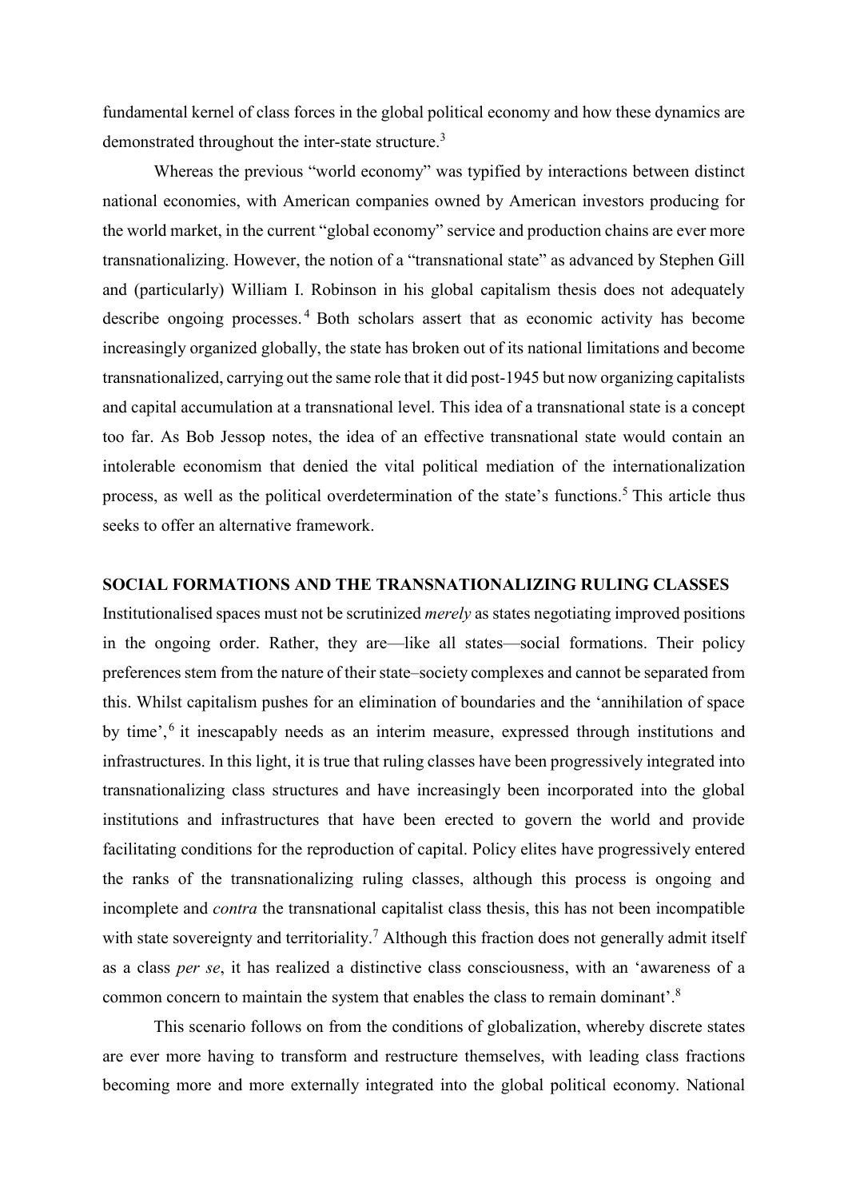fundamental kernel of class forces in the global political economy and how these dynamics are demonstrated throughout the inter-state structure.[3]

Whereas the previous "world economy" was typified by interactions between distinct national economies, with American companies owned by American investors producing for the world market, in the current "global economy" service and production chains are ever more transnationalizing. However, the notion of a "transnational state" as advanced by Stephen Gill and (particularly) William I. Robinson in his global capitalism thesis does not adequately describe ongoing processes.[4] Both scholars assert that as economic activity has become increasingly organized globally, the state has broken out of its national limitations and become transnationalized, carrying out the same role that it did post-1945 but now organizing capitalists and capital accumulation at a transnational level. This idea of a transnational state is a concept too far. As Bob Jessop notes, the idea of an effective transnational state would contain an intolerable economism that denied the vital political mediation of the internationalization process, as well as the political overdetermination of the state's functions.[5] This article thus seeks to offer an alternative framework.

## SOCIAL FORMATIONS AND THE TRANSNATIONALIZING RULING CLASSES

Institutionalised spaces must not be scrutinized *merely* as states negotiating improved positions in the ongoing order. Rather, they are—like all states—social formations. Their policy preferences stem from the nature of their state–society complexes and cannot be separated from this. Whilst capitalism pushes for an elimination of boundaries and the 'annihilation of space by time',[6] it inescapably needs as an interim measure, expressed through institutions and infrastructures. In this light, it is true that ruling classes have been progressively integrated into transnationalizing class structures and have increasingly been incorporated into the global institutions and infrastructures that have been erected to govern the world and provide facilitating conditions for the reproduction of capital. Policy elites have progressively entered the ranks of the transnationalizing ruling classes, although this process is ongoing and incomplete and *contra* the transnational capitalist class thesis, this has not been incompatible with state sovereignty and territoriality.[7] Although this fraction does not generally admit itself as a class *per se*, it has realized a distinctive class consciousness, with an 'awareness of a common concern to maintain the system that enables the class to remain dominant'.[8]

This scenario follows on from the conditions of globalization, whereby discrete states are ever more having to transform and restructure themselves, with leading class fractions becoming more and more externally integrated into the global political economy. National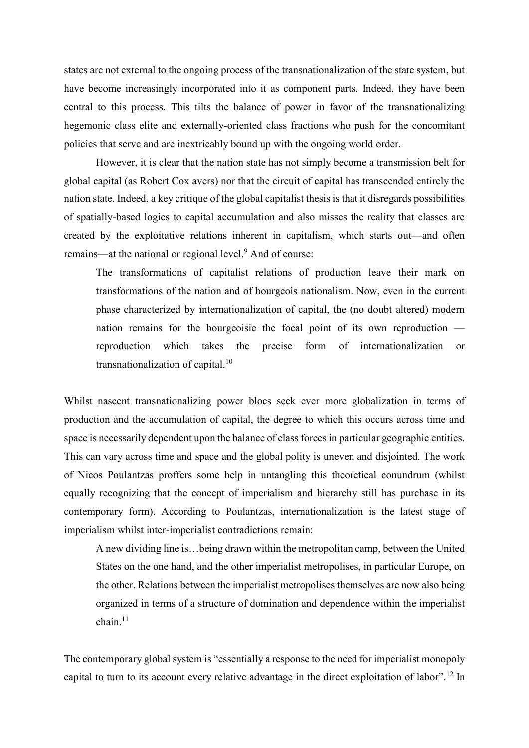states are not external to the ongoing process of the transnationalization of the state system, but have become increasingly incorporated into it as component parts. Indeed, they have been central to this process. This tilts the balance of power in favor of the transnationalizing hegemonic class elite and externally-oriented class fractions who push for the concomitant policies that serve and are inextricably bound up with the ongoing world order.

However, it is clear that the nation state has not simply become a transmission belt for global capital (as Robert Cox avers) nor that the circuit of capital has transcended entirely the nation state. Indeed, a key critique of the global capitalist thesis is that it disregards possibilities of spatially-based logics to capital accumulation and also misses the reality that classes are created by the exploitative relations inherent in capitalism, which starts out—and often remains—at the national or regional level.[9] And of course:

> The transformations of capitalist relations of production leave their mark on transformations of the nation and of bourgeois nationalism. Now, even in the current phase characterized by internationalization of capital, the (no doubt altered) modern nation remains for the bourgeoisie the focal point of its own reproduction — reproduction which takes the precise form of internationalization or transnationalization of capital.[10]

Whilst nascent transnationalizing power blocs seek ever more globalization in terms of production and the accumulation of capital, the degree to which this occurs across time and space is necessarily dependent upon the balance of class forces in particular geographic entities. This can vary across time and space and the global polity is uneven and disjointed. The work of Nicos Poulantzas proffers some help in untangling this theoretical conundrum (whilst equally recognizing that the concept of imperialism and hierarchy still has purchase in its contemporary form). According to Poulantzas, internationalization is the latest stage of imperialism whilst inter-imperialist contradictions remain:

> A new dividing line is…being drawn within the metropolitan camp, between the United States on the one hand, and the other imperialist metropolises, in particular Europe, on the other. Relations between the imperialist metropolises themselves are now also being organized in terms of a structure of domination and dependence within the imperialist chain.[11]

The contemporary global system is "essentially a response to the need for imperialist monopoly capital to turn to its account every relative advantage in the direct exploitation of labor".[12] In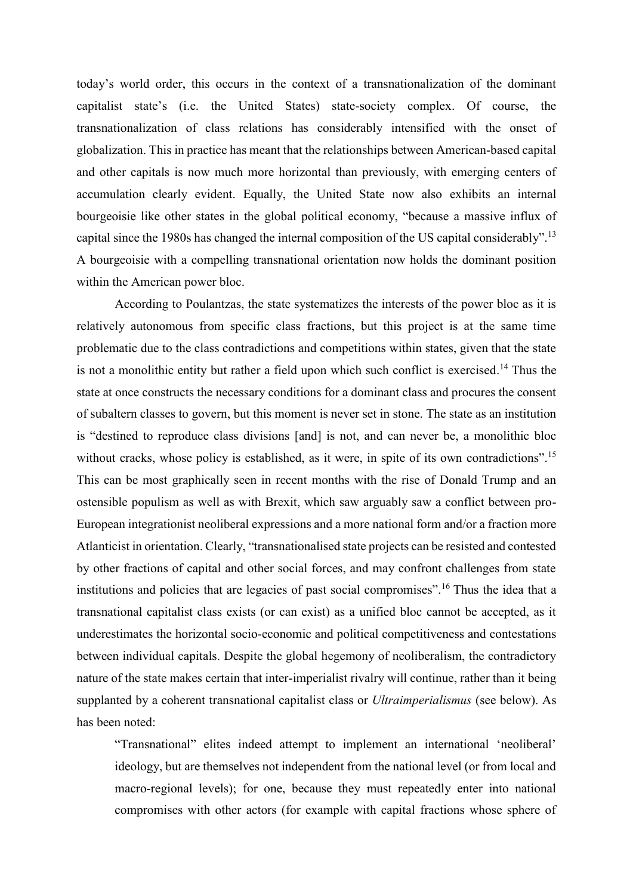today's world order, this occurs in the context of a transnationalization of the dominant capitalist state's (i.e. the United States) state-society complex. Of course, the transnationalization of class relations has considerably intensified with the onset of globalization. This in practice has meant that the relationships between American-based capital and other capitals is now much more horizontal than previously, with emerging centers of accumulation clearly evident. Equally, the United State now also exhibits an internal bourgeoisie like other states in the global political economy, "because a massive influx of capital since the 1980s has changed the internal composition of the US capital considerably".[13] A bourgeoisie with a compelling transnational orientation now holds the dominant position within the American power bloc.

According to Poulantzas, the state systematizes the interests of the power bloc as it is relatively autonomous from specific class fractions, but this project is at the same time problematic due to the class contradictions and competitions within states, given that the state is not a monolithic entity but rather a field upon which such conflict is exercised.[14] Thus the state at once constructs the necessary conditions for a dominant class and procures the consent of subaltern classes to govern, but this moment is never set in stone. The state as an institution is "destined to reproduce class divisions [and] is not, and can never be, a monolithic bloc without cracks, whose policy is established, as it were, in spite of its own contradictions".[15] This can be most graphically seen in recent months with the rise of Donald Trump and an ostensible populism as well as with Brexit, which saw arguably saw a conflict between pro-European integrationist neoliberal expressions and a more national form and/or a fraction more Atlanticist in orientation. Clearly, "transnationalised state projects can be resisted and contested by other fractions of capital and other social forces, and may confront challenges from state institutions and policies that are legacies of past social compromises".[16] Thus the idea that a transnational capitalist class exists (or can exist) as a unified bloc cannot be accepted, as it underestimates the horizontal socio-economic and political competitiveness and contestations between individual capitals. Despite the global hegemony of neoliberalism, the contradictory nature of the state makes certain that inter-imperialist rivalry will continue, rather than it being supplanted by a coherent transnational capitalist class or *Ultraimperialismus* (see below). As has been noted:

> "Transnational" elites indeed attempt to implement an international 'neoliberal' ideology, but are themselves not independent from the national level (or from local and macro-regional levels); for one, because they must repeatedly enter into national compromises with other actors (for example with capital fractions whose sphere of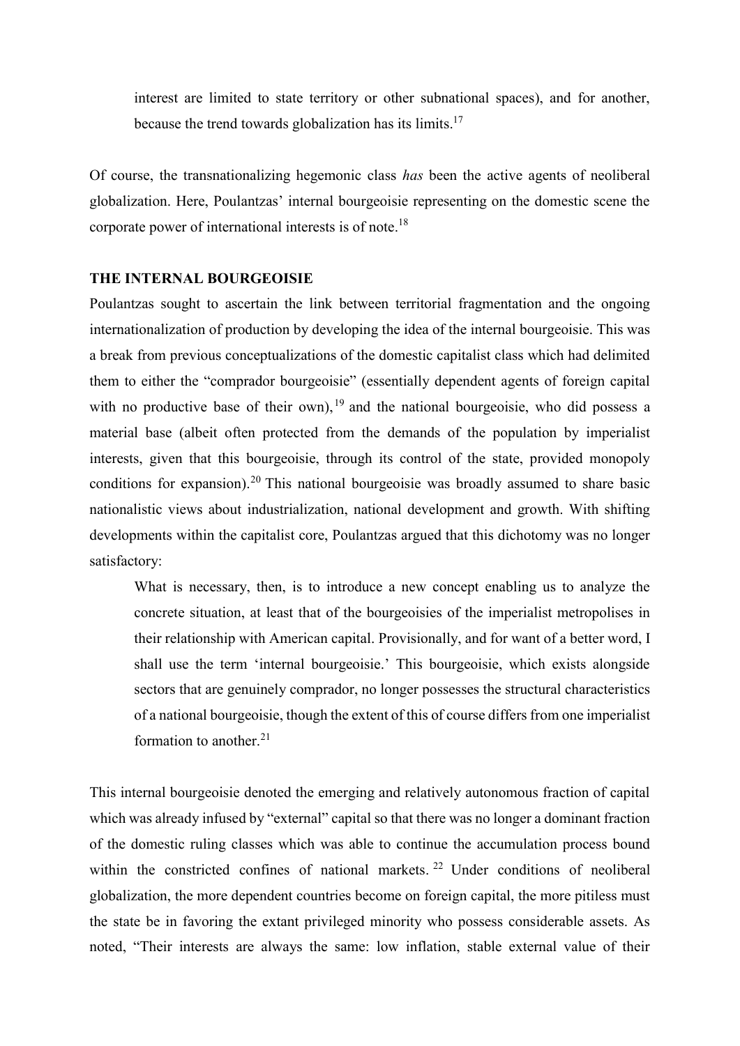interest are limited to state territory or other subnational spaces), and for another, because the trend towards globalization has its limits.[17]

Of course, the transnationalizing hegemonic class *has* been the active agents of neoliberal globalization. Here, Poulantzas' internal bourgeoisie representing on the domestic scene the corporate power of international interests is of note.[18]

**THE INTERNAL BOURGEOISIE**

Poulantzas sought to ascertain the link between territorial fragmentation and the ongoing internationalization of production by developing the idea of the internal bourgeoisie. This was a break from previous conceptualizations of the domestic capitalist class which had delimited them to either the "comprador bourgeoisie" (essentially dependent agents of foreign capital with no productive base of their own),[19] and the national bourgeoisie, who did possess a material base (albeit often protected from the demands of the population by imperialist interests, given that this bourgeoisie, through its control of the state, provided monopoly conditions for expansion).[20] This national bourgeoisie was broadly assumed to share basic nationalistic views about industrialization, national development and growth. With shifting developments within the capitalist core, Poulantzas argued that this dichotomy was no longer satisfactory:

> What is necessary, then, is to introduce a new concept enabling us to analyze the concrete situation, at least that of the bourgeoisies of the imperialist metropolises in their relationship with American capital. Provisionally, and for want of a better word, I shall use the term 'internal bourgeoisie.' This bourgeoisie, which exists alongside sectors that are genuinely comprador, no longer possesses the structural characteristics of a national bourgeoisie, though the extent of this of course differs from one imperialist formation to another.[21]

This internal bourgeoisie denoted the emerging and relatively autonomous fraction of capital which was already infused by "external" capital so that there was no longer a dominant fraction of the domestic ruling classes which was able to continue the accumulation process bound within the constricted confines of national markets.[22] Under conditions of neoliberal globalization, the more dependent countries become on foreign capital, the more pitiless must the state be in favoring the extant privileged minority who possess considerable assets. As noted, "Their interests are always the same: low inflation, stable external value of their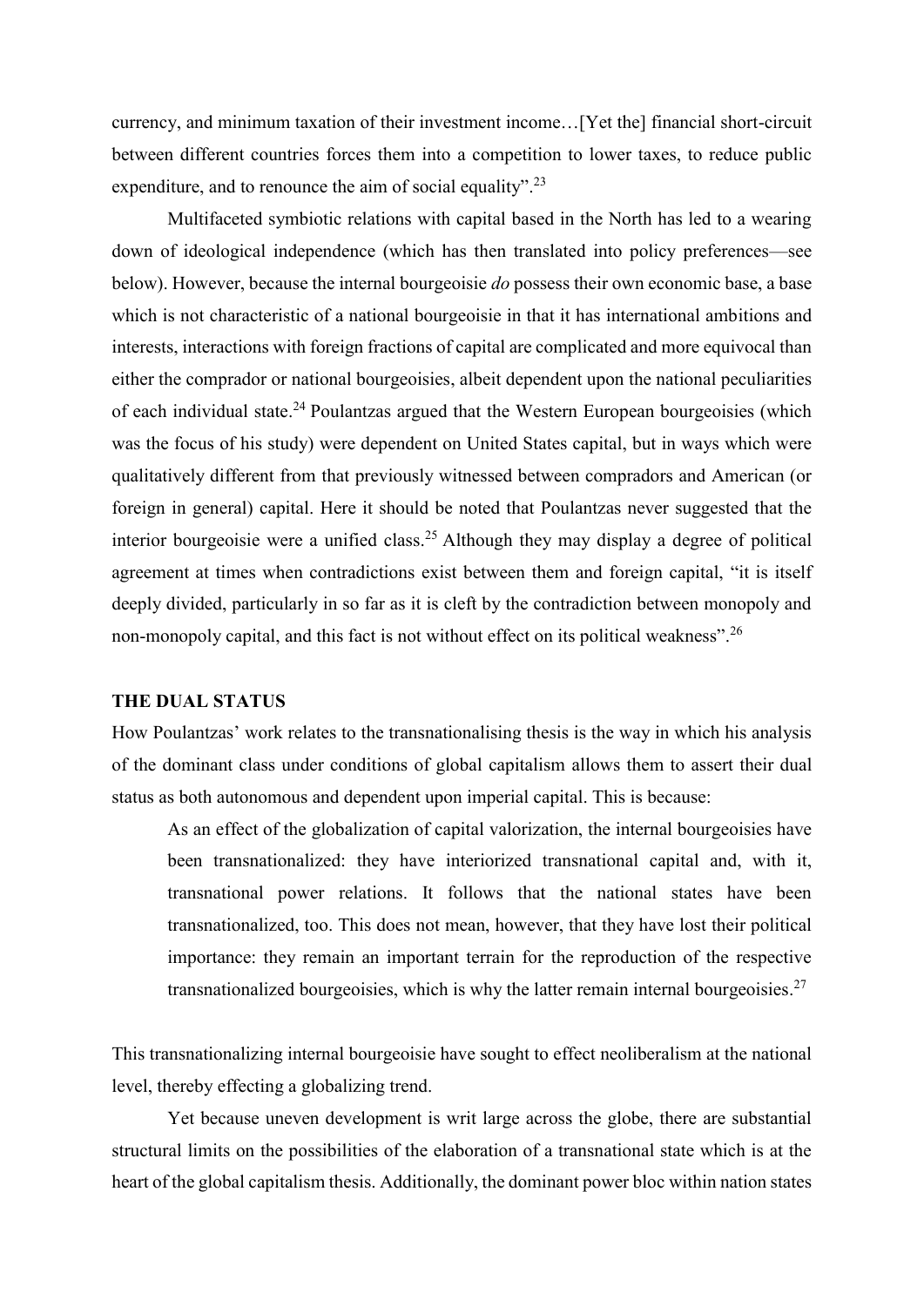currency, and minimum taxation of their investment income…[Yet the] financial short-circuit between different countries forces them into a competition to lower taxes, to reduce public expenditure, and to renounce the aim of social equality".[23]

Multifaceted symbiotic relations with capital based in the North has led to a wearing down of ideological independence (which has then translated into policy preferences—see below). However, because the internal bourgeoisie *do* possess their own economic base, a base which is not characteristic of a national bourgeoisie in that it has international ambitions and interests, interactions with foreign fractions of capital are complicated and more equivocal than either the comprador or national bourgeoisies, albeit dependent upon the national peculiarities of each individual state.[24] Poulantzas argued that the Western European bourgeoisies (which was the focus of his study) were dependent on United States capital, but in ways which were qualitatively different from that previously witnessed between compradors and American (or foreign in general) capital. Here it should be noted that Poulantzas never suggested that the interior bourgeoisie were a unified class.[25] Although they may display a degree of political agreement at times when contradictions exist between them and foreign capital, "it is itself deeply divided, particularly in so far as it is cleft by the contradiction between monopoly and non-monopoly capital, and this fact is not without effect on its political weakness".[26]

## THE DUAL STATUS

How Poulantzas' work relates to the transnationalising thesis is the way in which his analysis of the dominant class under conditions of global capitalism allows them to assert their dual status as both autonomous and dependent upon imperial capital. This is because:

> As an effect of the globalization of capital valorization, the internal bourgeoisies have been transnationalized: they have interiorized transnational capital and, with it, transnational power relations. It follows that the national states have been transnationalized, too. This does not mean, however, that they have lost their political importance: they remain an important terrain for the reproduction of the respective transnationalized bourgeoisies, which is why the latter remain internal bourgeoisies.[27]

This transnationalizing internal bourgeoisie have sought to effect neoliberalism at the national level, thereby effecting a globalizing trend.

Yet because uneven development is writ large across the globe, there are substantial structural limits on the possibilities of the elaboration of a transnational state which is at the heart of the global capitalism thesis. Additionally, the dominant power bloc within nation states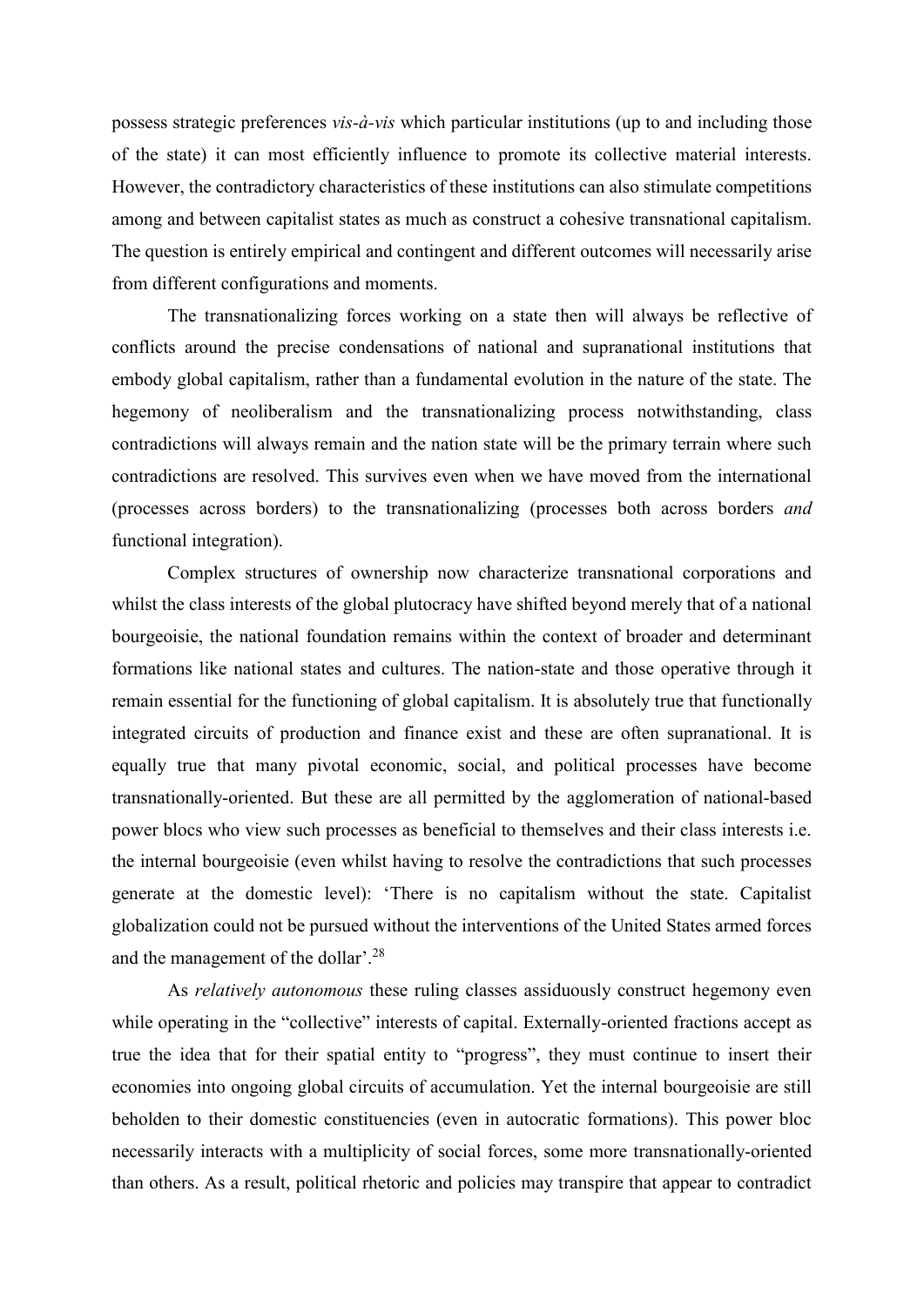possess strategic preferences *vis-à-vis* which particular institutions (up to and including those of the state) it can most efficiently influence to promote its collective material interests. However, the contradictory characteristics of these institutions can also stimulate competitions among and between capitalist states as much as construct a cohesive transnational capitalism. The question is entirely empirical and contingent and different outcomes will necessarily arise from different configurations and moments.

The transnationalizing forces working on a state then will always be reflective of conflicts around the precise condensations of national and supranational institutions that embody global capitalism, rather than a fundamental evolution in the nature of the state. The hegemony of neoliberalism and the transnationalizing process notwithstanding, class contradictions will always remain and the nation state will be the primary terrain where such contradictions are resolved. This survives even when we have moved from the international (processes across borders) to the transnationalizing (processes both across borders *and* functional integration).

Complex structures of ownership now characterize transnational corporations and whilst the class interests of the global plutocracy have shifted beyond merely that of a national bourgeoisie, the national foundation remains within the context of broader and determinant formations like national states and cultures. The nation-state and those operative through it remain essential for the functioning of global capitalism. It is absolutely true that functionally integrated circuits of production and finance exist and these are often supranational. It is equally true that many pivotal economic, social, and political processes have become transnationally-oriented. But these are all permitted by the agglomeration of national-based power blocs who view such processes as beneficial to themselves and their class interests i.e. the internal bourgeoisie (even whilst having to resolve the contradictions that such processes generate at the domestic level): 'There is no capitalism without the state. Capitalist globalization could not be pursued without the interventions of the United States armed forces and the management of the dollar'.[28]

As *relatively autonomous* these ruling classes assiduously construct hegemony even while operating in the "collective" interests of capital. Externally-oriented fractions accept as true the idea that for their spatial entity to "progress", they must continue to insert their economies into ongoing global circuits of accumulation. Yet the internal bourgeoisie are still beholden to their domestic constituencies (even in autocratic formations). This power bloc necessarily interacts with a multiplicity of social forces, some more transnationally-oriented than others. As a result, political rhetoric and policies may transpire that appear to contradict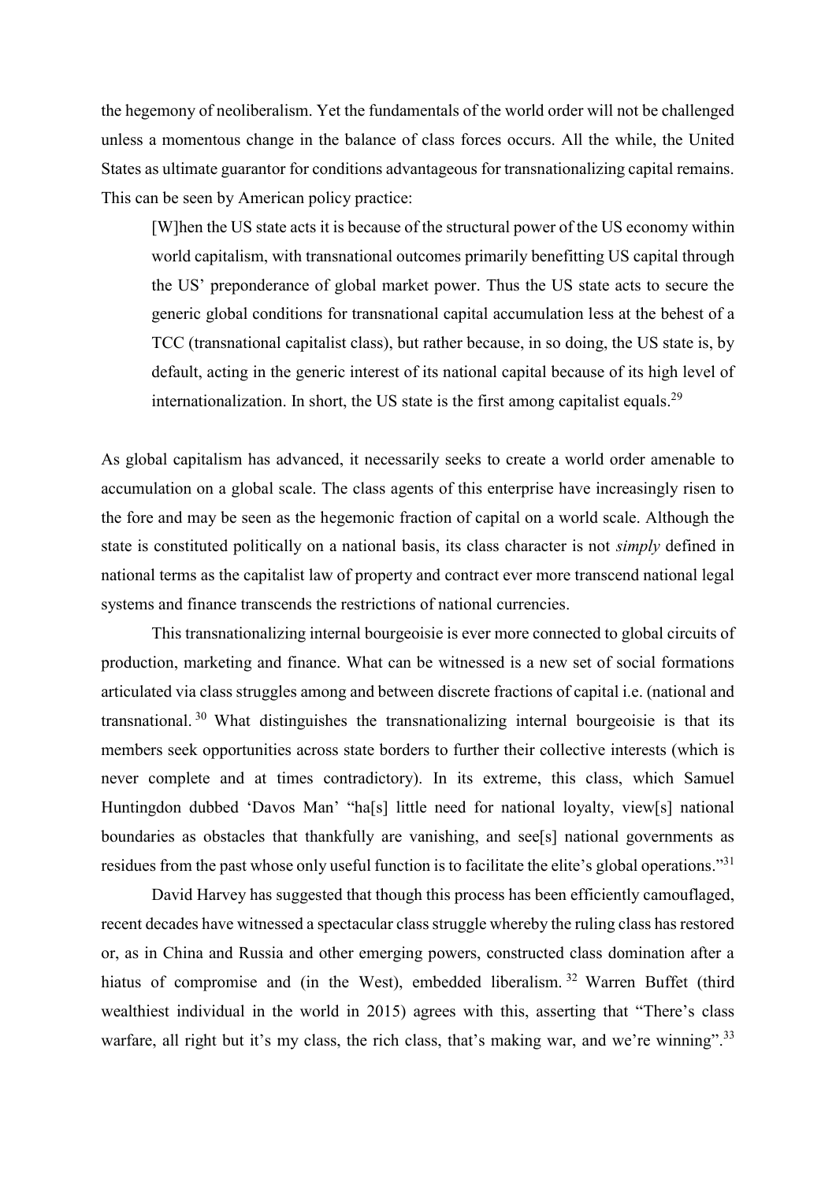the hegemony of neoliberalism. Yet the fundamentals of the world order will not be challenged unless a momentous change in the balance of class forces occurs. All the while, the United States as ultimate guarantor for conditions advantageous for transnationalizing capital remains. This can be seen by American policy practice:

> [W]hen the US state acts it is because of the structural power of the US economy within world capitalism, with transnational outcomes primarily benefitting US capital through the US' preponderance of global market power. Thus the US state acts to secure the generic global conditions for transnational capital accumulation less at the behest of a TCC (transnational capitalist class), but rather because, in so doing, the US state is, by default, acting in the generic interest of its national capital because of its high level of internationalization. In short, the US state is the first among capitalist equals.[29]

As global capitalism has advanced, it necessarily seeks to create a world order amenable to accumulation on a global scale. The class agents of this enterprise have increasingly risen to the fore and may be seen as the hegemonic fraction of capital on a world scale. Although the state is constituted politically on a national basis, its class character is not *simply* defined in national terms as the capitalist law of property and contract ever more transcend national legal systems and finance transcends the restrictions of national currencies.

This transnationalizing internal bourgeoisie is ever more connected to global circuits of production, marketing and finance. What can be witnessed is a new set of social formations articulated via class struggles among and between discrete fractions of capital i.e. (national and transnational.[30] What distinguishes the transnationalizing internal bourgeoisie is that its members seek opportunities across state borders to further their collective interests (which is never complete and at times contradictory). In its extreme, this class, which Samuel Huntingdon dubbed 'Davos Man' "ha[s] little need for national loyalty, view[s] national boundaries as obstacles that thankfully are vanishing, and see[s] national governments as residues from the past whose only useful function is to facilitate the elite's global operations."[31]

David Harvey has suggested that though this process has been efficiently camouflaged, recent decades have witnessed a spectacular class struggle whereby the ruling class has restored or, as in China and Russia and other emerging powers, constructed class domination after a hiatus of compromise and (in the West), embedded liberalism.[32] Warren Buffet (third wealthiest individual in the world in 2015) agrees with this, asserting that "There's class warfare, all right but it's my class, the rich class, that's making war, and we're winning".[33]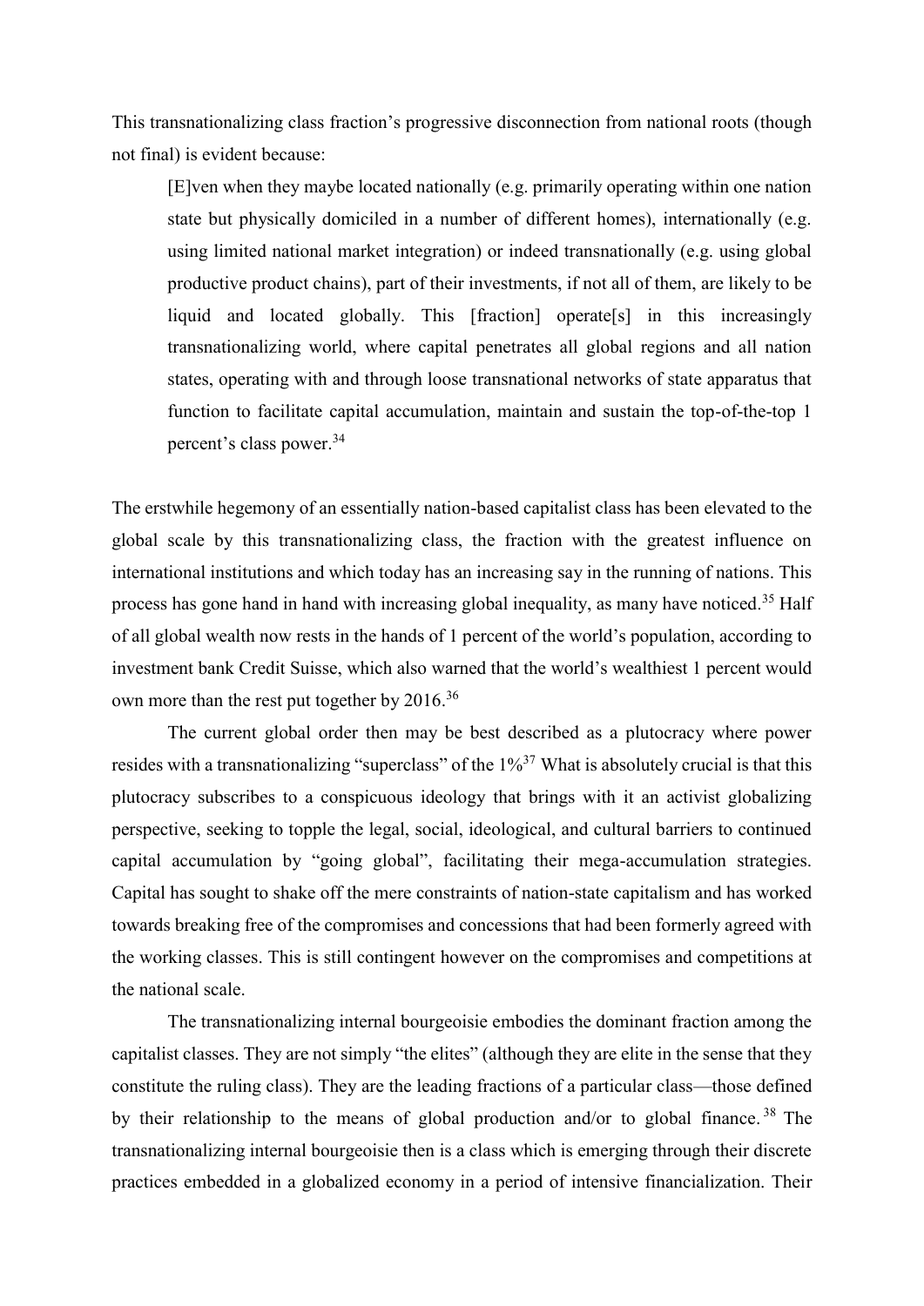This transnationalizing class fraction's progressive disconnection from national roots (though not final) is evident because:

> [E]ven when they maybe located nationally (e.g. primarily operating within one nation state but physically domiciled in a number of different homes), internationally (e.g. using limited national market integration) or indeed transnationally (e.g. using global productive product chains), part of their investments, if not all of them, are likely to be liquid and located globally. This [fraction] operate[s] in this increasingly transnationalizing world, where capital penetrates all global regions and all nation states, operating with and through loose transnational networks of state apparatus that function to facilitate capital accumulation, maintain and sustain the top-of-the-top 1 percent's class power.[34]

The erstwhile hegemony of an essentially nation-based capitalist class has been elevated to the global scale by this transnationalizing class, the fraction with the greatest influence on international institutions and which today has an increasing say in the running of nations. This process has gone hand in hand with increasing global inequality, as many have noticed.[35] Half of all global wealth now rests in the hands of 1 percent of the world's population, according to investment bank Credit Suisse, which also warned that the world's wealthiest 1 percent would own more than the rest put together by 2016.[36]

The current global order then may be best described as a plutocracy where power resides with a transnationalizing "superclass" of the 1%[37] What is absolutely crucial is that this plutocracy subscribes to a conspicuous ideology that brings with it an activist globalizing perspective, seeking to topple the legal, social, ideological, and cultural barriers to continued capital accumulation by "going global", facilitating their mega-accumulation strategies. Capital has sought to shake off the mere constraints of nation-state capitalism and has worked towards breaking free of the compromises and concessions that had been formerly agreed with the working classes. This is still contingent however on the compromises and competitions at the national scale.

The transnationalizing internal bourgeoisie embodies the dominant fraction among the capitalist classes. They are not simply "the elites" (although they are elite in the sense that they constitute the ruling class). They are the leading fractions of a particular class—those defined by their relationship to the means of global production and/or to global finance.[38] The transnationalizing internal bourgeoisie then is a class which is emerging through their discrete practices embedded in a globalized economy in a period of intensive financialization. Their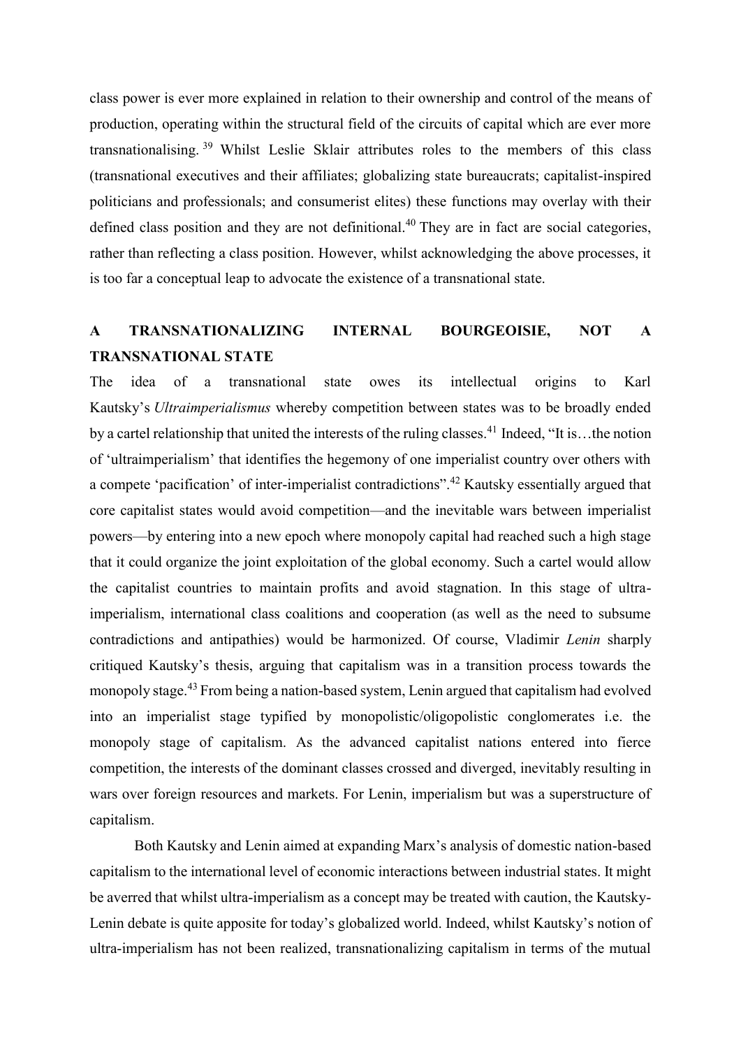class power is ever more explained in relation to their ownership and control of the means of production, operating within the structural field of the circuits of capital which are ever more transnationalising.[39] Whilst Leslie Sklair attributes roles to the members of this class (transnational executives and their affiliates; globalizing state bureaucrats; capitalist-inspired politicians and professionals; and consumerist elites) these functions may overlay with their defined class position and they are not definitional.[40] They are in fact are social categories, rather than reflecting a class position. However, whilst acknowledging the above processes, it is too far a conceptual leap to advocate the existence of a transnational state.

## A TRANSNATIONALIZING INTERNAL BOURGEOISIE, NOT A TRANSNATIONAL STATE

The idea of a transnational state owes its intellectual origins to Karl Kautsky's *Ultraimperialismus* whereby competition between states was to be broadly ended by a cartel relationship that united the interests of the ruling classes.[41] Indeed, "It is…the notion of 'ultraimperialism' that identifies the hegemony of one imperialist country over others with a compete 'pacification' of inter-imperialist contradictions".[42] Kautsky essentially argued that core capitalist states would avoid competition—and the inevitable wars between imperialist powers—by entering into a new epoch where monopoly capital had reached such a high stage that it could organize the joint exploitation of the global economy. Such a cartel would allow the capitalist countries to maintain profits and avoid stagnation. In this stage of ultra-imperialism, international class coalitions and cooperation (as well as the need to subsume contradictions and antipathies) would be harmonized. Of course, Vladimir *Lenin* sharply critiqued Kautsky's thesis, arguing that capitalism was in a transition process towards the monopoly stage.[43] From being a nation-based system, Lenin argued that capitalism had evolved into an imperialist stage typified by monopolistic/oligopolistic conglomerates i.e. the monopoly stage of capitalism. As the advanced capitalist nations entered into fierce competition, the interests of the dominant classes crossed and diverged, inevitably resulting in wars over foreign resources and markets. For Lenin, imperialism but was a superstructure of capitalism.

Both Kautsky and Lenin aimed at expanding Marx's analysis of domestic nation-based capitalism to the international level of economic interactions between industrial states. It might be averred that whilst ultra-imperialism as a concept may be treated with caution, the Kautsky-Lenin debate is quite apposite for today's globalized world. Indeed, whilst Kautsky's notion of ultra-imperialism has not been realized, transnationalizing capitalism in terms of the mutual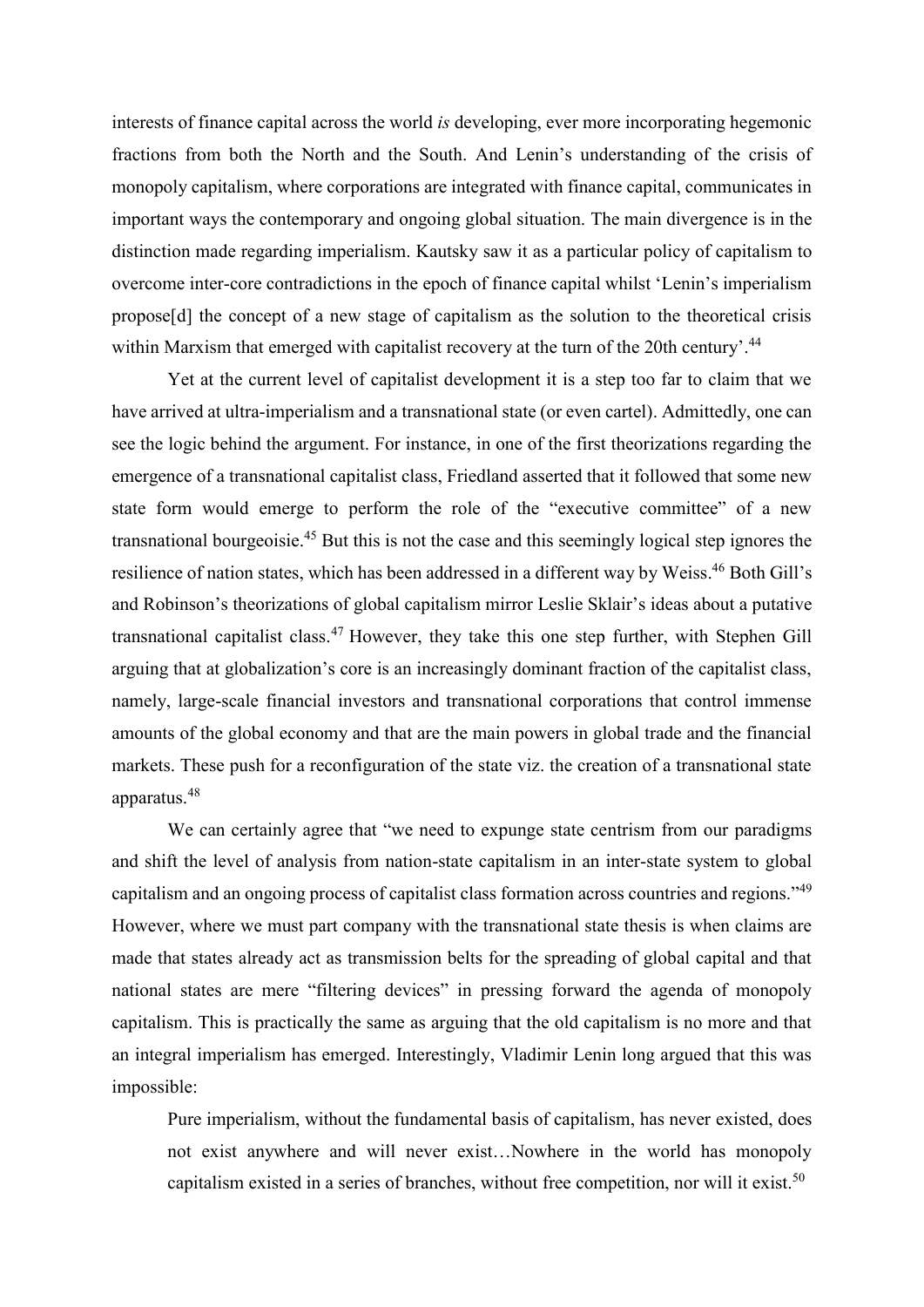interests of finance capital across the world *is* developing, ever more incorporating hegemonic fractions from both the North and the South. And Lenin's understanding of the crisis of monopoly capitalism, where corporations are integrated with finance capital, communicates in important ways the contemporary and ongoing global situation. The main divergence is in the distinction made regarding imperialism. Kautsky saw it as a particular policy of capitalism to overcome inter-core contradictions in the epoch of finance capital whilst 'Lenin's imperialism propose[d] the concept of a new stage of capitalism as the solution to the theoretical crisis within Marxism that emerged with capitalist recovery at the turn of the 20th century'.[44]

Yet at the current level of capitalist development it is a step too far to claim that we have arrived at ultra-imperialism and a transnational state (or even cartel). Admittedly, one can see the logic behind the argument. For instance, in one of the first theorizations regarding the emergence of a transnational capitalist class, Friedland asserted that it followed that some new state form would emerge to perform the role of the "executive committee" of a new transnational bourgeoisie.[45] But this is not the case and this seemingly logical step ignores the resilience of nation states, which has been addressed in a different way by Weiss.[46] Both Gill's and Robinson's theorizations of global capitalism mirror Leslie Sklair's ideas about a putative transnational capitalist class.[47] However, they take this one step further, with Stephen Gill arguing that at globalization's core is an increasingly dominant fraction of the capitalist class, namely, large-scale financial investors and transnational corporations that control immense amounts of the global economy and that are the main powers in global trade and the financial markets. These push for a reconfiguration of the state viz. the creation of a transnational state apparatus.[48]

We can certainly agree that "we need to expunge state centrism from our paradigms and shift the level of analysis from nation-state capitalism in an inter-state system to global capitalism and an ongoing process of capitalist class formation across countries and regions."[49] However, where we must part company with the transnational state thesis is when claims are made that states already act as transmission belts for the spreading of global capital and that national states are mere "filtering devices" in pressing forward the agenda of monopoly capitalism. This is practically the same as arguing that the old capitalism is no more and that an integral imperialism has emerged. Interestingly, Vladimir Lenin long argued that this was impossible:

> Pure imperialism, without the fundamental basis of capitalism, has never existed, does not exist anywhere and will never exist…Nowhere in the world has monopoly capitalism existed in a series of branches, without free competition, nor will it exist.[50]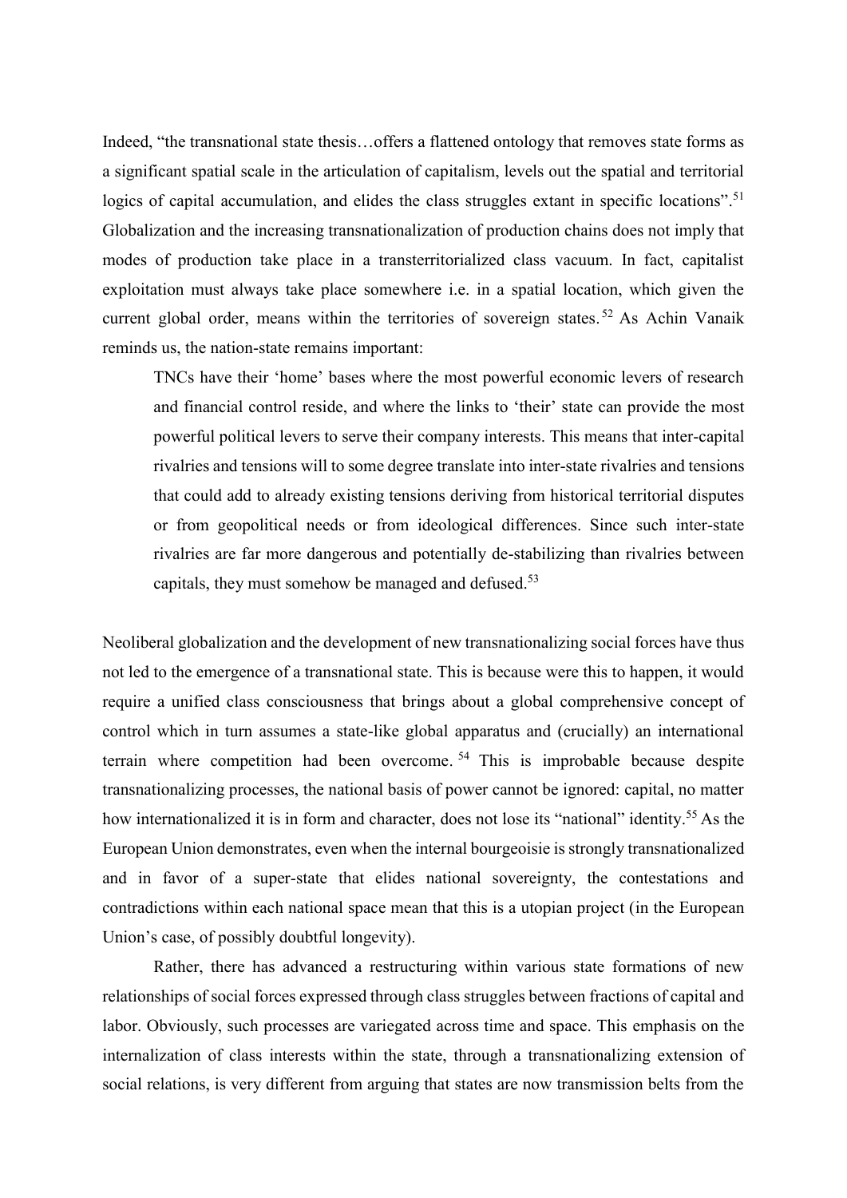Indeed, "the transnational state thesis…offers a flattened ontology that removes state forms as a significant spatial scale in the articulation of capitalism, levels out the spatial and territorial logics of capital accumulation, and elides the class struggles extant in specific locations".[51] Globalization and the increasing transnationalization of production chains does not imply that modes of production take place in a transterritorialized class vacuum. In fact, capitalist exploitation must always take place somewhere i.e. in a spatial location, which given the current global order, means within the territories of sovereign states.[52] As Achin Vanaik reminds us, the nation-state remains important:

> TNCs have their 'home' bases where the most powerful economic levers of research and financial control reside, and where the links to 'their' state can provide the most powerful political levers to serve their company interests. This means that inter-capital rivalries and tensions will to some degree translate into inter-state rivalries and tensions that could add to already existing tensions deriving from historical territorial disputes or from geopolitical needs or from ideological differences. Since such inter-state rivalries are far more dangerous and potentially de-stabilizing than rivalries between capitals, they must somehow be managed and defused.[53]

Neoliberal globalization and the development of new transnationalizing social forces have thus not led to the emergence of a transnational state. This is because were this to happen, it would require a unified class consciousness that brings about a global comprehensive concept of control which in turn assumes a state-like global apparatus and (crucially) an international terrain where competition had been overcome.[54] This is improbable because despite transnationalizing processes, the national basis of power cannot be ignored: capital, no matter how internationalized it is in form and character, does not lose its "national" identity.[55] As the European Union demonstrates, even when the internal bourgeoisie is strongly transnationalized and in favor of a super-state that elides national sovereignty, the contestations and contradictions within each national space mean that this is a utopian project (in the European Union's case, of possibly doubtful longevity).

Rather, there has advanced a restructuring within various state formations of new relationships of social forces expressed through class struggles between fractions of capital and labor. Obviously, such processes are variegated across time and space. This emphasis on the internalization of class interests within the state, through a transnationalizing extension of social relations, is very different from arguing that states are now transmission belts from the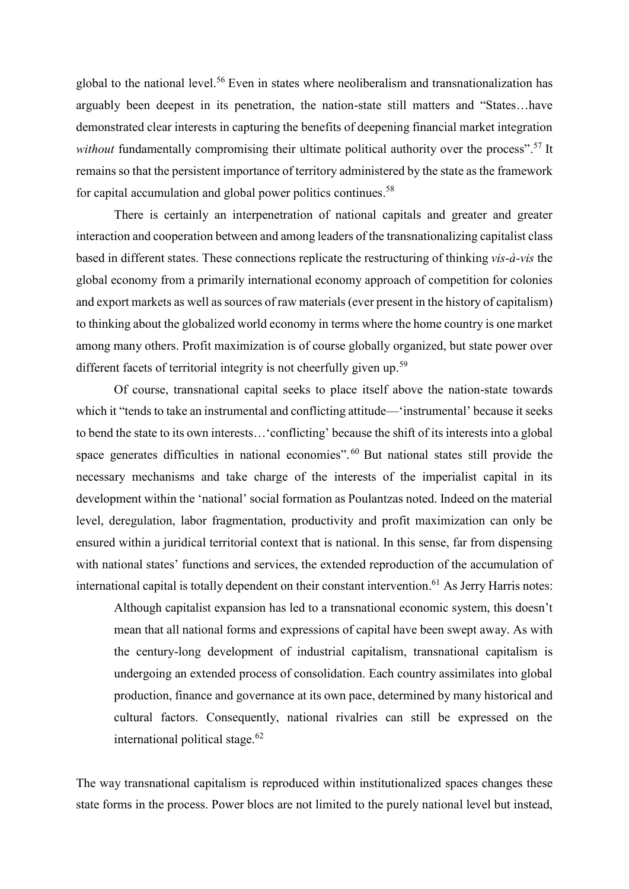global to the national level.[56] Even in states where neoliberalism and transnationalization has arguably been deepest in its penetration, the nation-state still matters and "States…have demonstrated clear interests in capturing the benefits of deepening financial market integration *without* fundamentally compromising their ultimate political authority over the process".[57] It remains so that the persistent importance of territory administered by the state as the framework for capital accumulation and global power politics continues.[58]

There is certainly an interpenetration of national capitals and greater and greater interaction and cooperation between and among leaders of the transnationalizing capitalist class based in different states. These connections replicate the restructuring of thinking *vis-à-vis* the global economy from a primarily international economy approach of competition for colonies and export markets as well as sources of raw materials (ever present in the history of capitalism) to thinking about the globalized world economy in terms where the home country is one market among many others. Profit maximization is of course globally organized, but state power over different facets of territorial integrity is not cheerfully given up.[59]

Of course, transnational capital seeks to place itself above the nation-state towards which it "tends to take an instrumental and conflicting attitude—'instrumental' because it seeks to bend the state to its own interests…'conflicting' because the shift of its interests into a global space generates difficulties in national economies".[60] But national states still provide the necessary mechanisms and take charge of the interests of the imperialist capital in its development within the 'national' social formation as Poulantzas noted. Indeed on the material level, deregulation, labor fragmentation, productivity and profit maximization can only be ensured within a juridical territorial context that is national. In this sense, far from dispensing with national states' functions and services, the extended reproduction of the accumulation of international capital is totally dependent on their constant intervention.[61] As Jerry Harris notes:

> Although capitalist expansion has led to a transnational economic system, this doesn't mean that all national forms and expressions of capital have been swept away. As with the century-long development of industrial capitalism, transnational capitalism is undergoing an extended process of consolidation. Each country assimilates into global production, finance and governance at its own pace, determined by many historical and cultural factors. Consequently, national rivalries can still be expressed on the international political stage.[62]

The way transnational capitalism is reproduced within institutionalized spaces changes these state forms in the process. Power blocs are not limited to the purely national level but instead,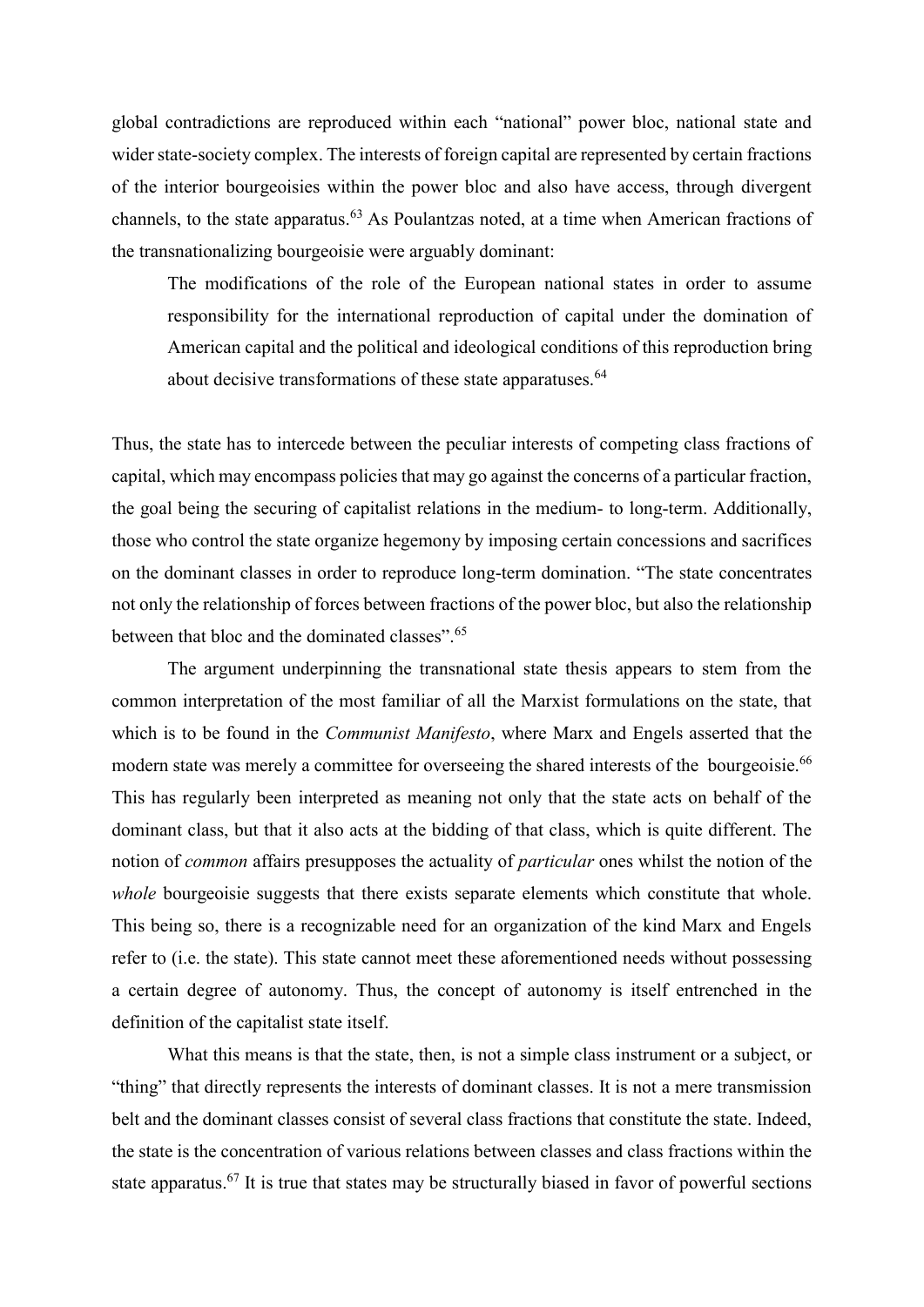global contradictions are reproduced within each "national" power bloc, national state and wider state-society complex. The interests of foreign capital are represented by certain fractions of the interior bourgeoisies within the power bloc and also have access, through divergent channels, to the state apparatus.[63] As Poulantzas noted, at a time when American fractions of the transnationalizing bourgeoisie were arguably dominant:

> The modifications of the role of the European national states in order to assume responsibility for the international reproduction of capital under the domination of American capital and the political and ideological conditions of this reproduction bring about decisive transformations of these state apparatuses.[64]

Thus, the state has to intercede between the peculiar interests of competing class fractions of capital, which may encompass policies that may go against the concerns of a particular fraction, the goal being the securing of capitalist relations in the medium- to long-term. Additionally, those who control the state organize hegemony by imposing certain concessions and sacrifices on the dominant classes in order to reproduce long-term domination. "The state concentrates not only the relationship of forces between fractions of the power bloc, but also the relationship between that bloc and the dominated classes".[65]

The argument underpinning the transnational state thesis appears to stem from the common interpretation of the most familiar of all the Marxist formulations on the state, that which is to be found in the *Communist Manifesto*, where Marx and Engels asserted that the modern state was merely a committee for overseeing the shared interests of the bourgeoisie.[66] This has regularly been interpreted as meaning not only that the state acts on behalf of the dominant class, but that it also acts at the bidding of that class, which is quite different. The notion of *common* affairs presupposes the actuality of *particular* ones whilst the notion of the *whole* bourgeoisie suggests that there exists separate elements which constitute that whole. This being so, there is a recognizable need for an organization of the kind Marx and Engels refer to (i.e. the state). This state cannot meet these aforementioned needs without possessing a certain degree of autonomy. Thus, the concept of autonomy is itself entrenched in the definition of the capitalist state itself.

What this means is that the state, then, is not a simple class instrument or a subject, or "thing" that directly represents the interests of dominant classes. It is not a mere transmission belt and the dominant classes consist of several class fractions that constitute the state. Indeed, the state is the concentration of various relations between classes and class fractions within the state apparatus.[67] It is true that states may be structurally biased in favor of powerful sections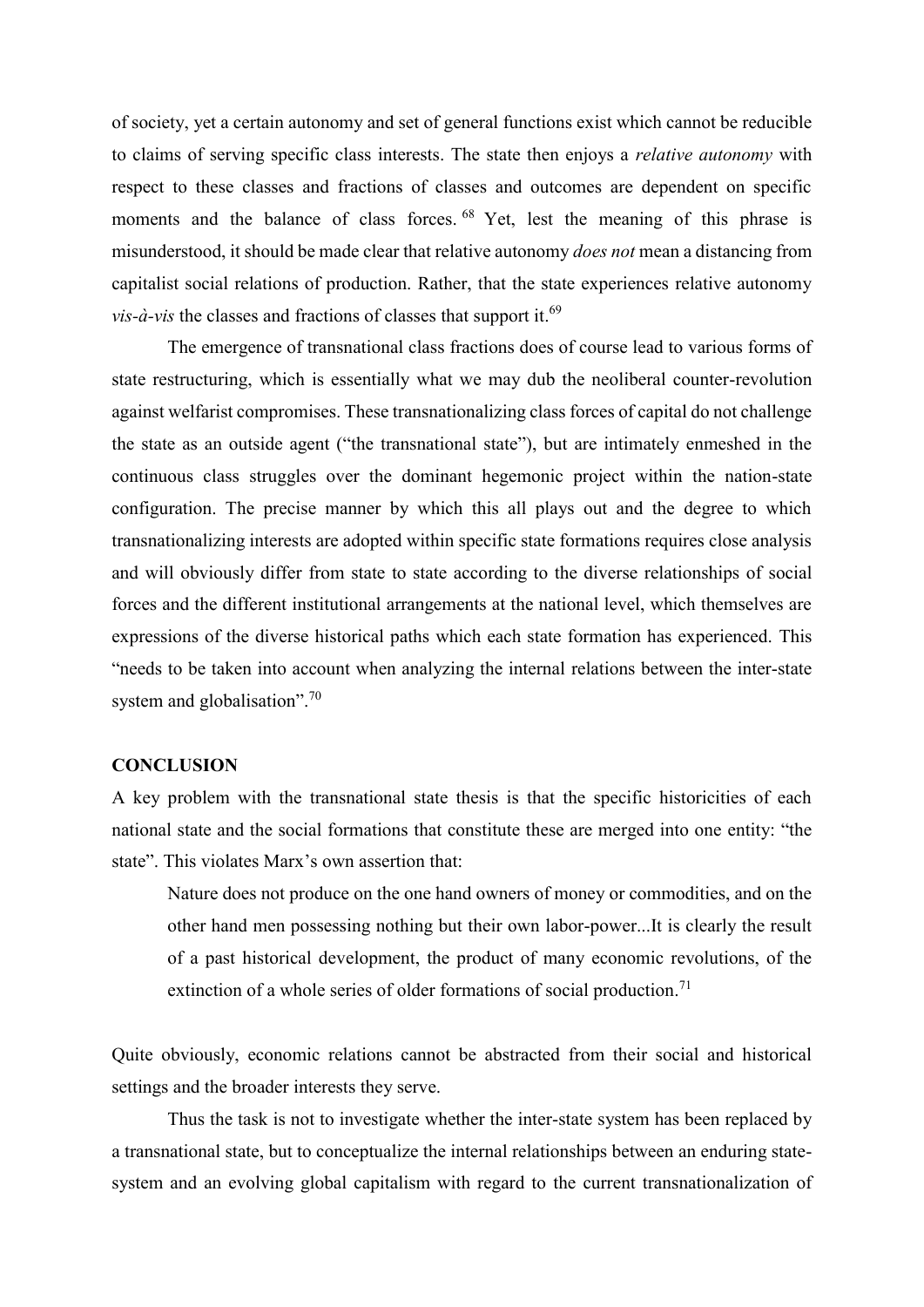of society, yet a certain autonomy and set of general functions exist which cannot be reducible to claims of serving specific class interests. The state then enjoys a *relative autonomy* with respect to these classes and fractions of classes and outcomes are dependent on specific moments and the balance of class forces.[68] Yet, lest the meaning of this phrase is misunderstood, it should be made clear that relative autonomy *does not* mean a distancing from capitalist social relations of production. Rather, that the state experiences relative autonomy *vis-à-vis* the classes and fractions of classes that support it.[69]

The emergence of transnational class fractions does of course lead to various forms of state restructuring, which is essentially what we may dub the neoliberal counter-revolution against welfarist compromises. These transnationalizing class forces of capital do not challenge the state as an outside agent ("the transnational state"), but are intimately enmeshed in the continuous class struggles over the dominant hegemonic project within the nation-state configuration. The precise manner by which this all plays out and the degree to which transnationalizing interests are adopted within specific state formations requires close analysis and will obviously differ from state to state according to the diverse relationships of social forces and the different institutional arrangements at the national level, which themselves are expressions of the diverse historical paths which each state formation has experienced. This "needs to be taken into account when analyzing the internal relations between the inter-state system and globalisation".[70]

## CONCLUSION

A key problem with the transnational state thesis is that the specific historicities of each national state and the social formations that constitute these are merged into one entity: "the state". This violates Marx's own assertion that:

> Nature does not produce on the one hand owners of money or commodities, and on the other hand men possessing nothing but their own labor-power...It is clearly the result of a past historical development, the product of many economic revolutions, of the extinction of a whole series of older formations of social production.[71]

Quite obviously, economic relations cannot be abstracted from their social and historical settings and the broader interests they serve.

Thus the task is not to investigate whether the inter-state system has been replaced by a transnational state, but to conceptualize the internal relationships between an enduring state-system and an evolving global capitalism with regard to the current transnationalization of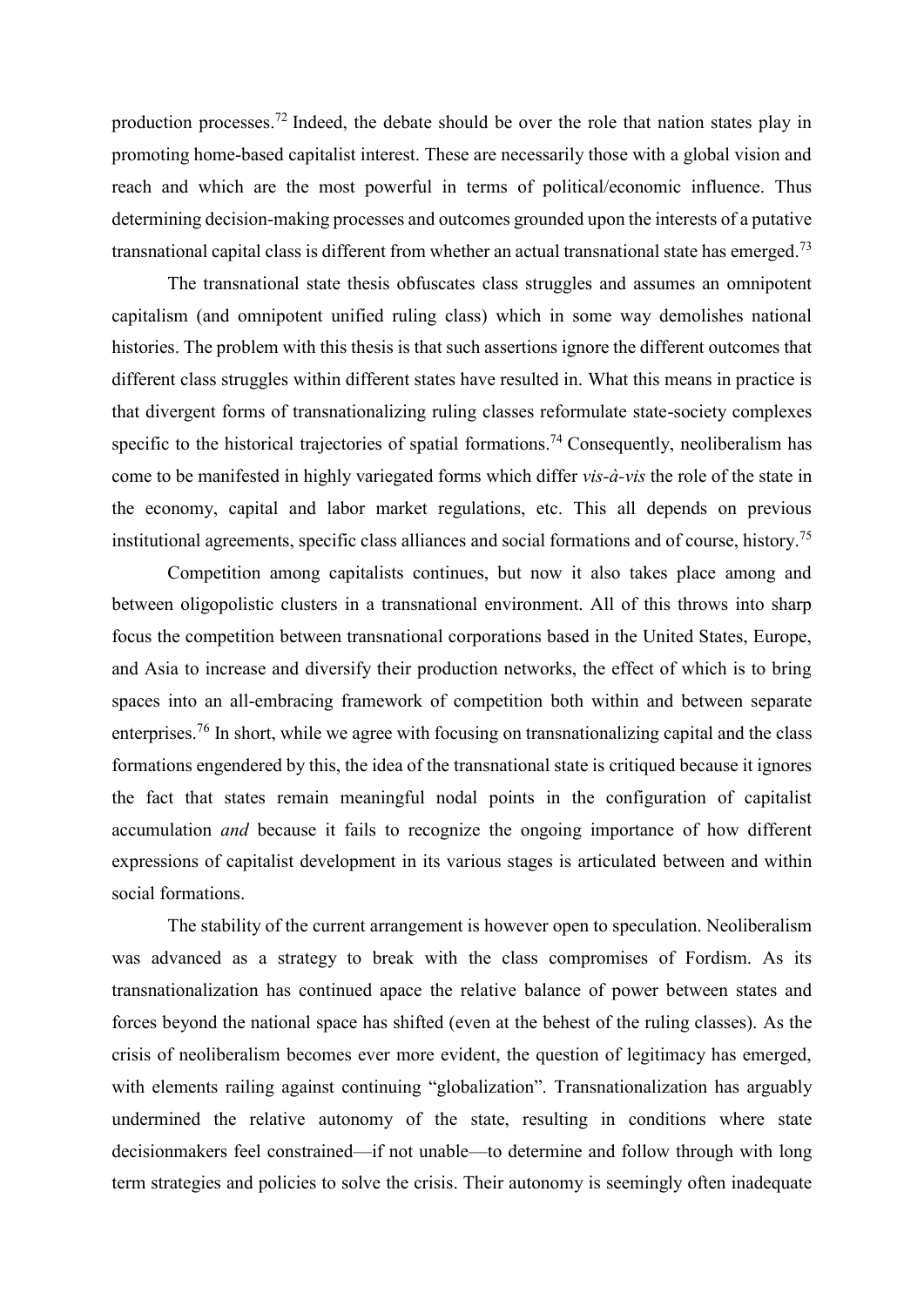production processes.[72] Indeed, the debate should be over the role that nation states play in promoting home-based capitalist interest. These are necessarily those with a global vision and reach and which are the most powerful in terms of political/economic influence. Thus determining decision-making processes and outcomes grounded upon the interests of a putative transnational capital class is different from whether an actual transnational state has emerged.[73]

The transnational state thesis obfuscates class struggles and assumes an omnipotent capitalism (and omnipotent unified ruling class) which in some way demolishes national histories. The problem with this thesis is that such assertions ignore the different outcomes that different class struggles within different states have resulted in. What this means in practice is that divergent forms of transnationalizing ruling classes reformulate state-society complexes specific to the historical trajectories of spatial formations.[74] Consequently, neoliberalism has come to be manifested in highly variegated forms which differ *vis-à-vis* the role of the state in the economy, capital and labor market regulations, etc. This all depends on previous institutional agreements, specific class alliances and social formations and of course, history.[75]

Competition among capitalists continues, but now it also takes place among and between oligopolistic clusters in a transnational environment. All of this throws into sharp focus the competition between transnational corporations based in the United States, Europe, and Asia to increase and diversify their production networks, the effect of which is to bring spaces into an all-embracing framework of competition both within and between separate enterprises.[76] In short, while we agree with focusing on transnationalizing capital and the class formations engendered by this, the idea of the transnational state is critiqued because it ignores the fact that states remain meaningful nodal points in the configuration of capitalist accumulation *and* because it fails to recognize the ongoing importance of how different expressions of capitalist development in its various stages is articulated between and within social formations.

The stability of the current arrangement is however open to speculation. Neoliberalism was advanced as a strategy to break with the class compromises of Fordism. As its transnationalization has continued apace the relative balance of power between states and forces beyond the national space has shifted (even at the behest of the ruling classes). As the crisis of neoliberalism becomes ever more evident, the question of legitimacy has emerged, with elements railing against continuing "globalization". Transnationalization has arguably undermined the relative autonomy of the state, resulting in conditions where state decisionmakers feel constrained—if not unable—to determine and follow through with long term strategies and policies to solve the crisis. Their autonomy is seemingly often inadequate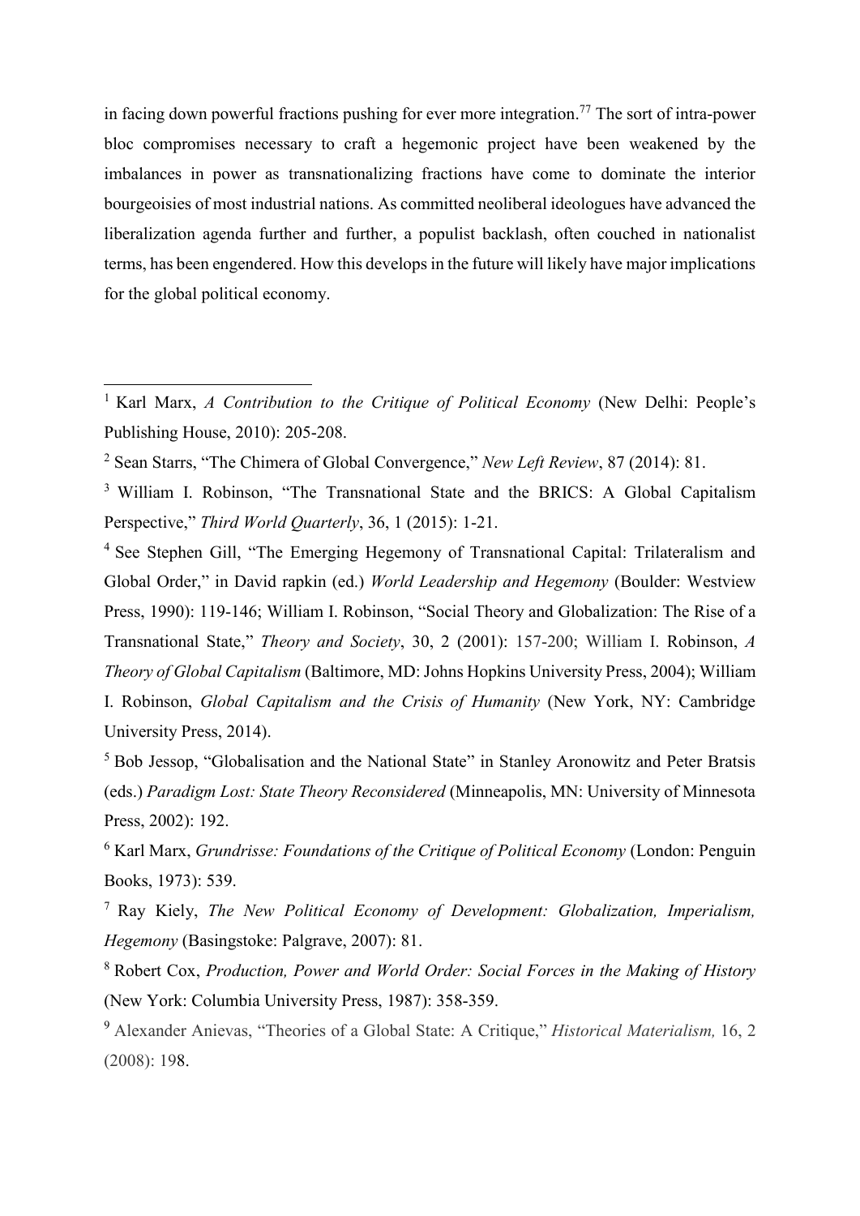in facing down powerful fractions pushing for ever more integration.[77] The sort of intra-power bloc compromises necessary to craft a hegemonic project have been weakened by the imbalances in power as transnationalizing fractions have come to dominate the interior bourgeoisies of most industrial nations. As committed neoliberal ideologues have advanced the liberalization agenda further and further, a populist backlash, often couched in nationalist terms, has been engendered. How this develops in the future will likely have major implications for the global political economy.

---

[1] Karl Marx, *A Contribution to the Critique of Political Economy* (New Delhi: People's Publishing House, 2010): 205-208.

[2] Sean Starrs, "The Chimera of Global Convergence," *New Left Review*, 87 (2014): 81.

[3] William I. Robinson, "The Transnational State and the BRICS: A Global Capitalism Perspective," *Third World Quarterly*, 36, 1 (2015): 1-21.

[4] See Stephen Gill, "The Emerging Hegemony of Transnational Capital: Trilateralism and Global Order," in David rapkin (ed.) *World Leadership and Hegemony* (Boulder: Westview Press, 1990): 119-146; William I. Robinson, "Social Theory and Globalization: The Rise of a Transnational State," *Theory and Society*, 30, 2 (2001): 157-200; William I. Robinson, *A Theory of Global Capitalism* (Baltimore, MD: Johns Hopkins University Press, 2004); William I. Robinson, *Global Capitalism and the Crisis of Humanity* (New York, NY: Cambridge University Press, 2014).

[5] Bob Jessop, "Globalisation and the National State" in Stanley Aronowitz and Peter Bratsis (eds.) *Paradigm Lost: State Theory Reconsidered* (Minneapolis, MN: University of Minnesota Press, 2002): 192.

[6] Karl Marx, *Grundrisse: Foundations of the Critique of Political Economy* (London: Penguin Books, 1973): 539.

[7] Ray Kiely, *The New Political Economy of Development: Globalization, Imperialism, Hegemony* (Basingstoke: Palgrave, 2007): 81.

[8] Robert Cox, *Production, Power and World Order: Social Forces in the Making of History* (New York: Columbia University Press, 1987): 358-359.

[9] Alexander Anievas, "Theories of a Global State: A Critique," *Historical Materialism,* 16, 2 (2008): 198.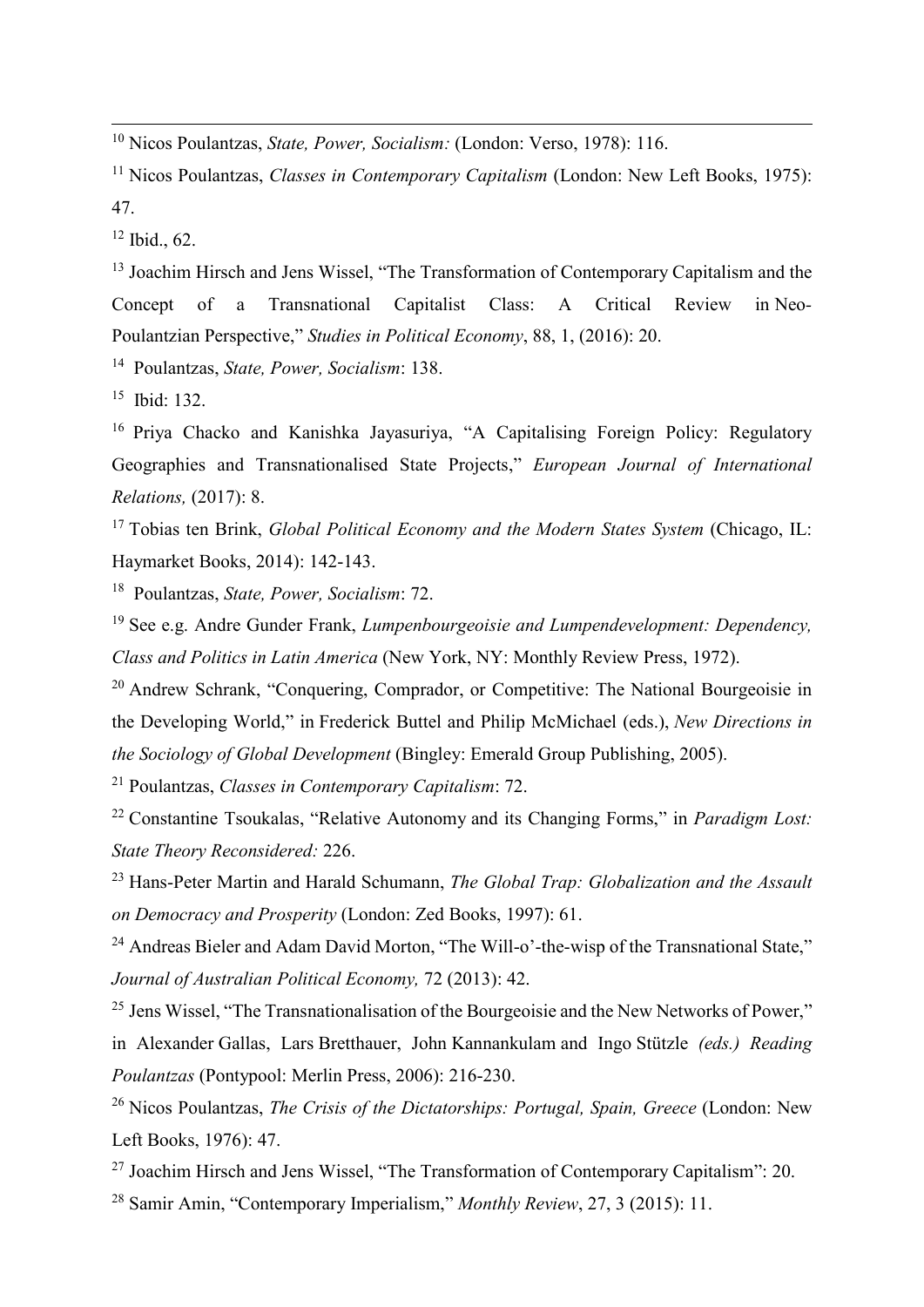[10] Nicos Poulantzas, *State, Power, Socialism:* (London: Verso, 1978): 116.

[11] Nicos Poulantzas, *Classes in Contemporary Capitalism* (London: New Left Books, 1975): 47.

[12] Ibid., 62.

[13] Joachim Hirsch and Jens Wissel, "The Transformation of Contemporary Capitalism and the Concept of a Transnational Capitalist Class: A Critical Review in Neo-Poulantzian Perspective," *Studies in Political Economy*, 88, 1, (2016): 20.

[14] Poulantzas, *State, Power, Socialism*: 138.

[15] Ibid: 132.

[16] Priya Chacko and Kanishka Jayasuriya, "A Capitalising Foreign Policy: Regulatory Geographies and Transnationalised State Projects," *European Journal of International Relations,* (2017): 8.

[17] Tobias ten Brink, *Global Political Economy and the Modern States System* (Chicago, IL: Haymarket Books, 2014): 142-143.

[18] Poulantzas, *State, Power, Socialism*: 72.

[19] See e.g. Andre Gunder Frank, *Lumpenbourgeoisie and Lumpendevelopment: Dependency, Class and Politics in Latin America* (New York, NY: Monthly Review Press, 1972).

[20] Andrew Schrank, "Conquering, Comprador, or Competitive: The National Bourgeoisie in the Developing World," in Frederick Buttel and Philip McMichael (eds.), *New Directions in the Sociology of Global Development* (Bingley: Emerald Group Publishing, 2005).

[21] Poulantzas, *Classes in Contemporary Capitalism*: 72.

[22] Constantine Tsoukalas, "Relative Autonomy and its Changing Forms," in *Paradigm Lost: State Theory Reconsidered:* 226.

[23] Hans-Peter Martin and Harald Schumann, *The Global Trap: Globalization and the Assault on Democracy and Prosperity* (London: Zed Books, 1997): 61.

[24] Andreas Bieler and Adam David Morton, "The Will-o'-the-wisp of the Transnational State," *Journal of Australian Political Economy,* 72 (2013): 42.

[25] Jens Wissel, "The Transnationalisation of the Bourgeoisie and the New Networks of Power," in Alexander Gallas, Lars Bretthauer, John Kannankulam and Ingo Stützle *(eds.) Reading Poulantzas* (Pontypool: Merlin Press, 2006): 216-230.

[26] Nicos Poulantzas, *The Crisis of the Dictatorships: Portugal, Spain, Greece* (London: New Left Books, 1976): 47.

[27] Joachim Hirsch and Jens Wissel, "The Transformation of Contemporary Capitalism": 20.

[28] Samir Amin, "Contemporary Imperialism," *Monthly Review*, 27, 3 (2015): 11.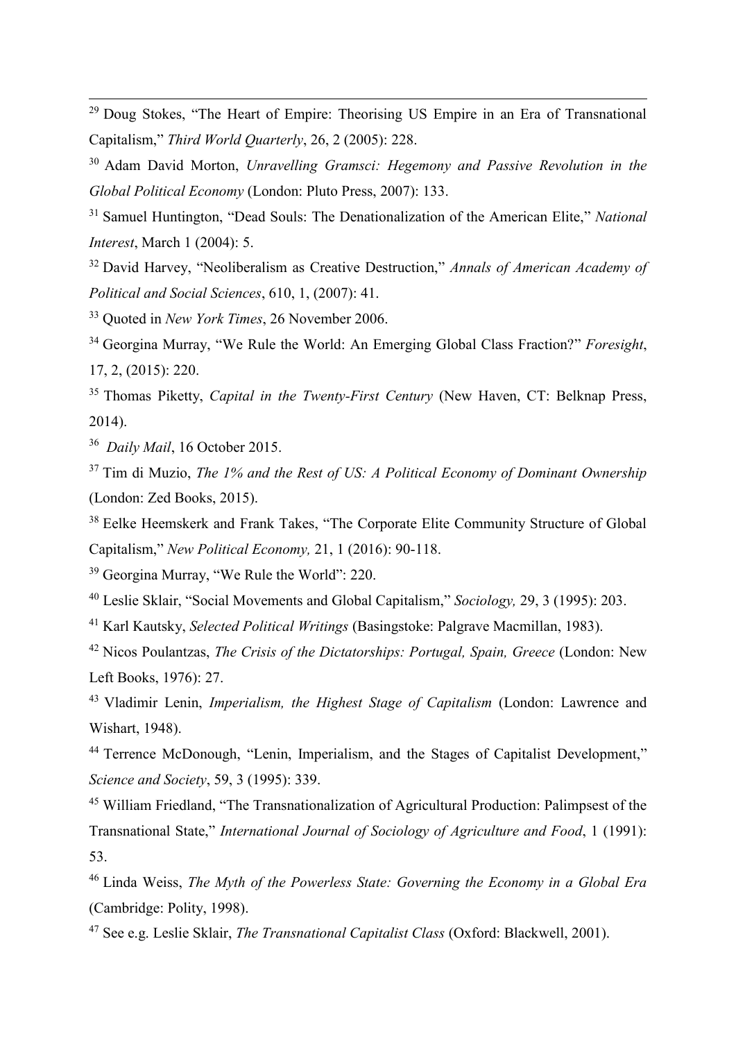[29] Doug Stokes, "The Heart of Empire: Theorising US Empire in an Era of Transnational Capitalism," *Third World Quarterly*, 26, 2 (2005): 228.

[30] Adam David Morton, *Unravelling Gramsci: Hegemony and Passive Revolution in the Global Political Economy* (London: Pluto Press, 2007): 133.

[31] Samuel Huntington, "Dead Souls: The Denationalization of the American Elite," *National Interest*, March 1 (2004): 5.

[32] David Harvey, "Neoliberalism as Creative Destruction," *Annals of American Academy of Political and Social Sciences*, 610, 1, (2007): 41.

[33] Quoted in *New York Times*, 26 November 2006.

[34] Georgina Murray, "We Rule the World: An Emerging Global Class Fraction?" *Foresight*, 17, 2, (2015): 220.

[35] Thomas Piketty, *Capital in the Twenty-First Century* (New Haven, CT: Belknap Press, 2014).

[36] *Daily Mail*, 16 October 2015.

[37] Tim di Muzio, *The 1% and the Rest of US: A Political Economy of Dominant Ownership* (London: Zed Books, 2015).

[38] Eelke Heemskerk and Frank Takes, "The Corporate Elite Community Structure of Global Capitalism," *New Political Economy,* 21, 1 (2016): 90-118.

[39] Georgina Murray, "We Rule the World": 220.

[40] Leslie Sklair, "Social Movements and Global Capitalism," *Sociology,* 29, 3 (1995): 203.

[41] Karl Kautsky, *Selected Political Writings* (Basingstoke: Palgrave Macmillan, 1983).

[42] Nicos Poulantzas, *The Crisis of the Dictatorships: Portugal, Spain, Greece* (London: New Left Books, 1976): 27.

[43] Vladimir Lenin, *Imperialism, the Highest Stage of Capitalism* (London: Lawrence and Wishart, 1948).

[44] Terrence McDonough, "Lenin, Imperialism, and the Stages of Capitalist Development," *Science and Society*, 59, 3 (1995): 339.

[45] William Friedland, "The Transnationalization of Agricultural Production: Palimpsest of the Transnational State," *International Journal of Sociology of Agriculture and Food*, 1 (1991): 53.

[46] Linda Weiss, *The Myth of the Powerless State: Governing the Economy in a Global Era* (Cambridge: Polity, 1998).

[47] See e.g. Leslie Sklair, *The Transnational Capitalist Class* (Oxford: Blackwell, 2001).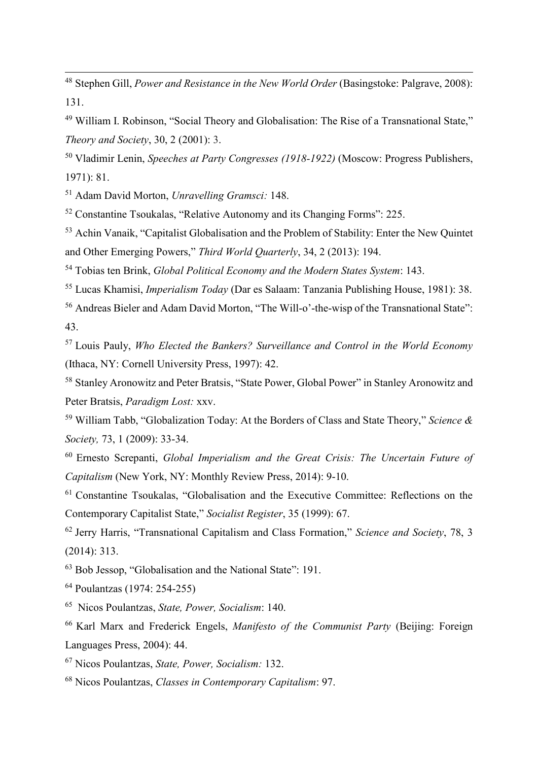[48] Stephen Gill, *Power and Resistance in the New World Order* (Basingstoke: Palgrave, 2008): 131.

[49] William I. Robinson, "Social Theory and Globalisation: The Rise of a Transnational State," *Theory and Society*, 30, 2 (2001): 3.

[50] Vladimir Lenin, *Speeches at Party Congresses (1918-1922)* (Moscow: Progress Publishers, 1971): 81.

[51] Adam David Morton, *Unravelling Gramsci:* 148.

[52] Constantine Tsoukalas, "Relative Autonomy and its Changing Forms": 225.

[53] Achin Vanaik, "Capitalist Globalisation and the Problem of Stability: Enter the New Quintet and Other Emerging Powers," *Third World Quarterly*, 34, 2 (2013): 194.

[54] Tobias ten Brink, *Global Political Economy and the Modern States System*: 143.

[55] Lucas Khamisi, *Imperialism Today* (Dar es Salaam: Tanzania Publishing House, 1981): 38.

[56] Andreas Bieler and Adam David Morton, "The Will-o'-the-wisp of the Transnational State": 43.

[57] Louis Pauly, *Who Elected the Bankers? Surveillance and Control in the World Economy* (Ithaca, NY: Cornell University Press, 1997): 42.

[58] Stanley Aronowitz and Peter Bratsis, "State Power, Global Power" in Stanley Aronowitz and Peter Bratsis, *Paradigm Lost:* xxv.

[59] William Tabb, "Globalization Today: At the Borders of Class and State Theory," *Science & Society,* 73, 1 (2009): 33-34.

[60] Ernesto Screpanti, *Global Imperialism and the Great Crisis: The Uncertain Future of Capitalism* (New York, NY: Monthly Review Press, 2014): 9-10.

[61] Constantine Tsoukalas, "Globalisation and the Executive Committee: Reflections on the Contemporary Capitalist State," *Socialist Register*, 35 (1999): 67.

[62] Jerry Harris, "Transnational Capitalism and Class Formation," *Science and Society*, 78, 3 (2014): 313.

[63] Bob Jessop, "Globalisation and the National State": 191.

[64] Poulantzas (1974: 254-255)

[65] Nicos Poulantzas, *State, Power, Socialism*: 140.

[66] Karl Marx and Frederick Engels, *Manifesto of the Communist Party* (Beijing: Foreign Languages Press, 2004): 44.

[67] Nicos Poulantzas, *State, Power, Socialism:* 132.

[68] Nicos Poulantzas, *Classes in Contemporary Capitalism*: 97.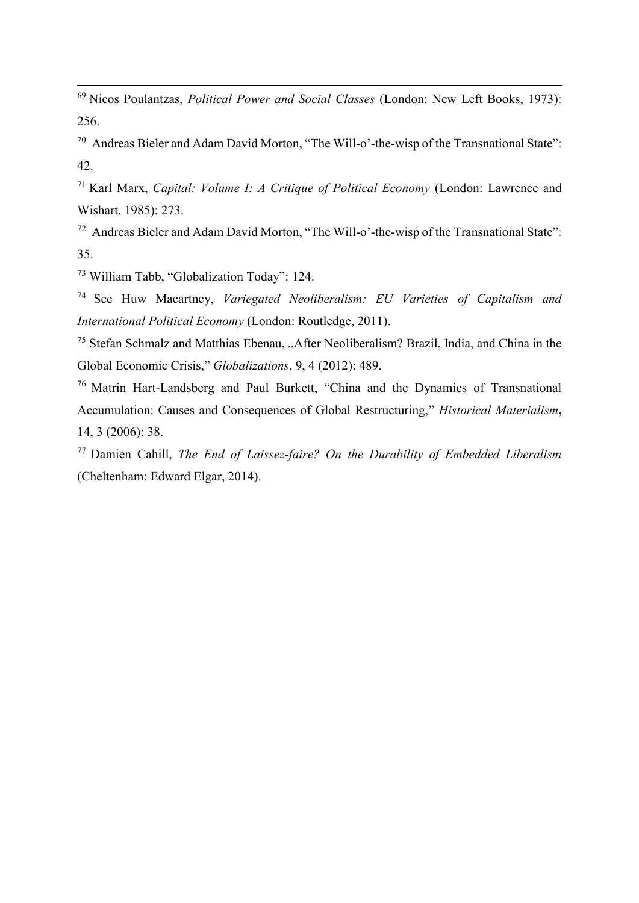[69] Nicos Poulantzas, *Political Power and Social Classes* (London: New Left Books, 1973): 256.

[70] Andreas Bieler and Adam David Morton, "The Will-o'-the-wisp of the Transnational State": 42.

[71] Karl Marx, *Capital: Volume I: A Critique of Political Economy* (London: Lawrence and Wishart, 1985): 273.

[72] Andreas Bieler and Adam David Morton, "The Will-o'-the-wisp of the Transnational State": 35.

[73] William Tabb, "Globalization Today": 124.

[74] See Huw Macartney, *Variegated Neoliberalism: EU Varieties of Capitalism and International Political Economy* (London: Routledge, 2011).

[75] Stefan Schmalz and Matthias Ebenau, „After Neoliberalism? Brazil, India, and China in the Global Economic Crisis," *Globalizations*, 9, 4 (2012): 489.

[76] Matrin Hart-Landsberg and Paul Burkett, "China and the Dynamics of Transnational Accumulation: Causes and Consequences of Global Restructuring," *Historical Materialism*, 14, 3 (2006): 38.

[77] Damien Cahill, *The End of Laissez-faire? On the Durability of Embedded Liberalism* (Cheltenham: Edward Elgar, 2014).